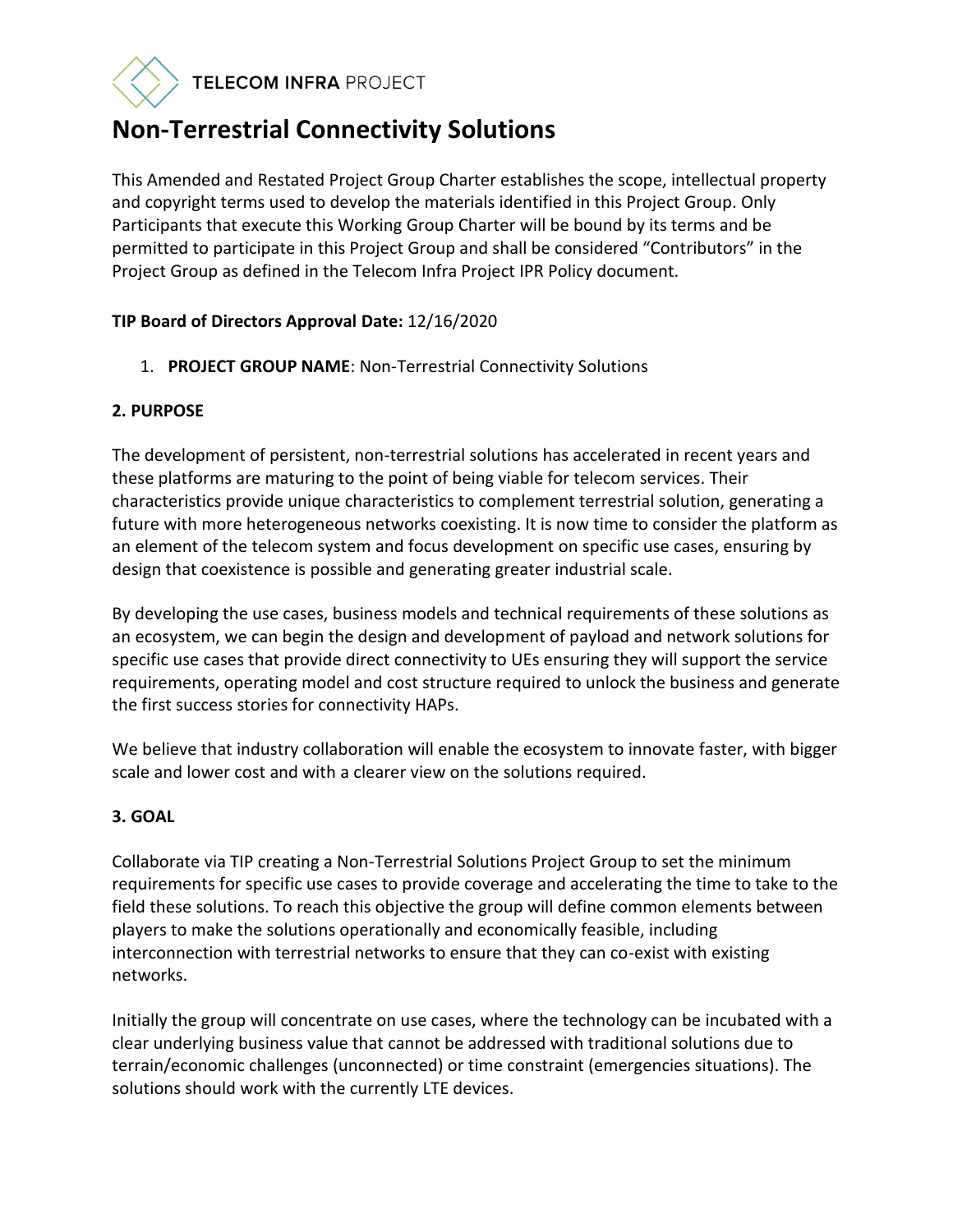TELECOM INFRA PROJECT

# Non-Terrestrial Connectivity Solutions

This Amended and Restated Project Group Charter establishes the scope, intellectual property and copyright terms used to develop the materials identified in this Project Group. Only Participants that execute this Working Group Charter will be bound by its terms and be permitted to participate in this Project Group and shall be considered "Contributors" in the Project Group as defined in the Telecom Infra Project IPR Policy document.

**TIP Board of Directors Approval Date:** 12/16/2020

1. **PROJECT GROUP NAME**: Non-Terrestrial Connectivity Solutions

**2. PURPOSE**

The development of persistent, non-terrestrial solutions has accelerated in recent years and these platforms are maturing to the point of being viable for telecom services. Their characteristics provide unique characteristics to complement terrestrial solution, generating a future with more heterogeneous networks coexisting. It is now time to consider the platform as an element of the telecom system and focus development on specific use cases, ensuring by design that coexistence is possible and generating greater industrial scale.

By developing the use cases, business models and technical requirements of these solutions as an ecosystem, we can begin the design and development of payload and network solutions for specific use cases that provide direct connectivity to UEs ensuring they will support the service requirements, operating model and cost structure required to unlock the business and generate the first success stories for connectivity HAPs.

We believe that industry collaboration will enable the ecosystem to innovate faster, with bigger scale and lower cost and with a clearer view on the solutions required.

**3. GOAL**

Collaborate via TIP creating a Non-Terrestrial Solutions Project Group to set the minimum requirements for specific use cases to provide coverage and accelerating the time to take to the field these solutions. To reach this objective the group will define common elements between players to make the solutions operationally and economically feasible, including interconnection with terrestrial networks to ensure that they can co-exist with existing networks.

Initially the group will concentrate on use cases, where the technology can be incubated with a clear underlying business value that cannot be addressed with traditional solutions due to terrain/economic challenges (unconnected) or time constraint (emergencies situations). The solutions should work with the currently LTE devices.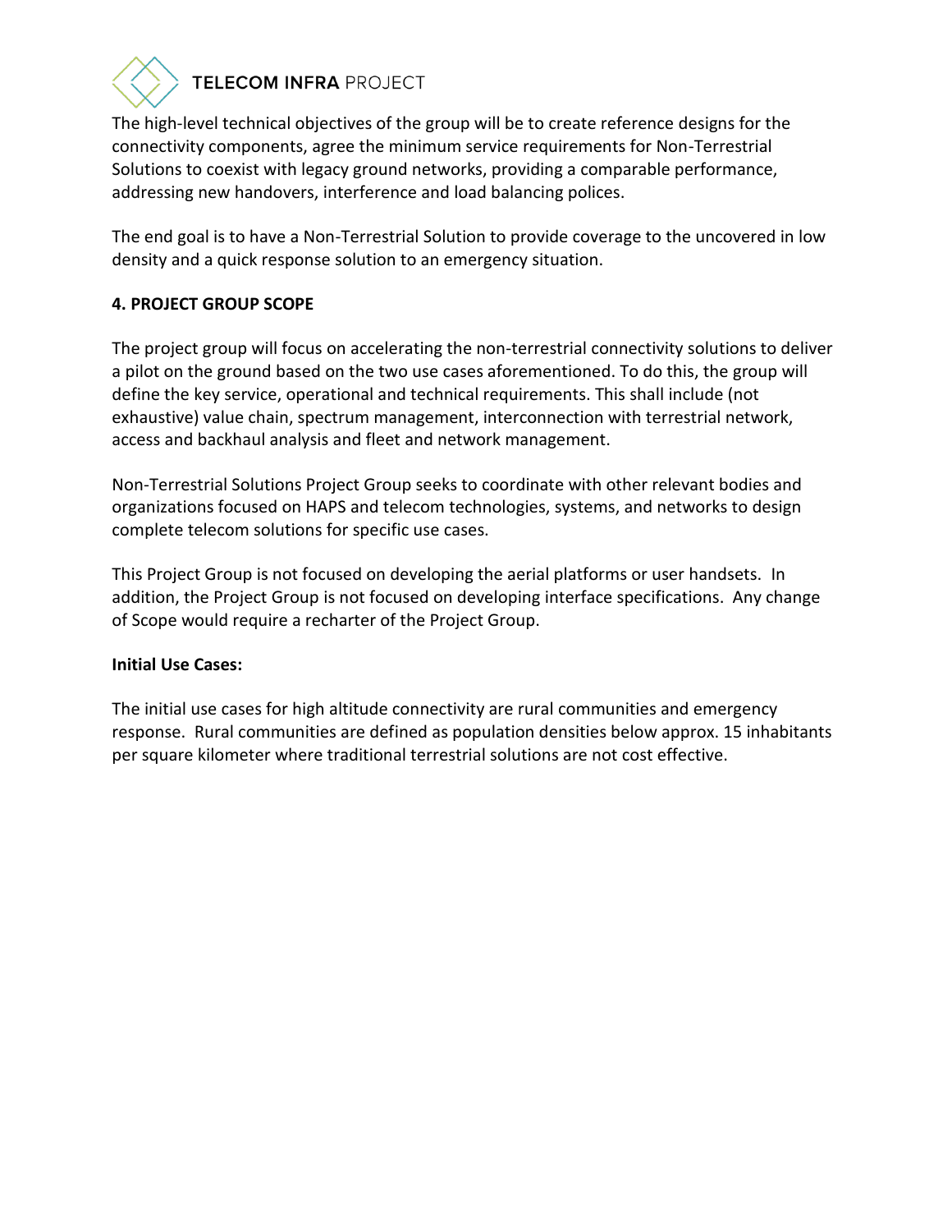The high-level technical objectives of the group will be to create reference designs for the connectivity components, agree the minimum service requirements for Non-Terrestrial Solutions to coexist with legacy ground networks, providing a comparable performance, addressing new handovers, interference and load balancing polices.

The end goal is to have a Non-Terrestrial Solution to provide coverage to the uncovered in low density and a quick response solution to an emergency situation.

**4. PROJECT GROUP SCOPE**

The project group will focus on accelerating the non-terrestrial connectivity solutions to deliver a pilot on the ground based on the two use cases aforementioned. To do this, the group will define the key service, operational and technical requirements. This shall include (not exhaustive) value chain, spectrum management, interconnection with terrestrial network, access and backhaul analysis and fleet and network management.

Non-Terrestrial Solutions Project Group seeks to coordinate with other relevant bodies and organizations focused on HAPS and telecom technologies, systems, and networks to design complete telecom solutions for specific use cases.

This Project Group is not focused on developing the aerial platforms or user handsets. In addition, the Project Group is not focused on developing interface specifications. Any change of Scope would require a recharter of the Project Group.

**Initial Use Cases:**

The initial use cases for high altitude connectivity are rural communities and emergency response. Rural communities are defined as population densities below approx. 15 inhabitants per square kilometer where traditional terrestrial solutions are not cost effective.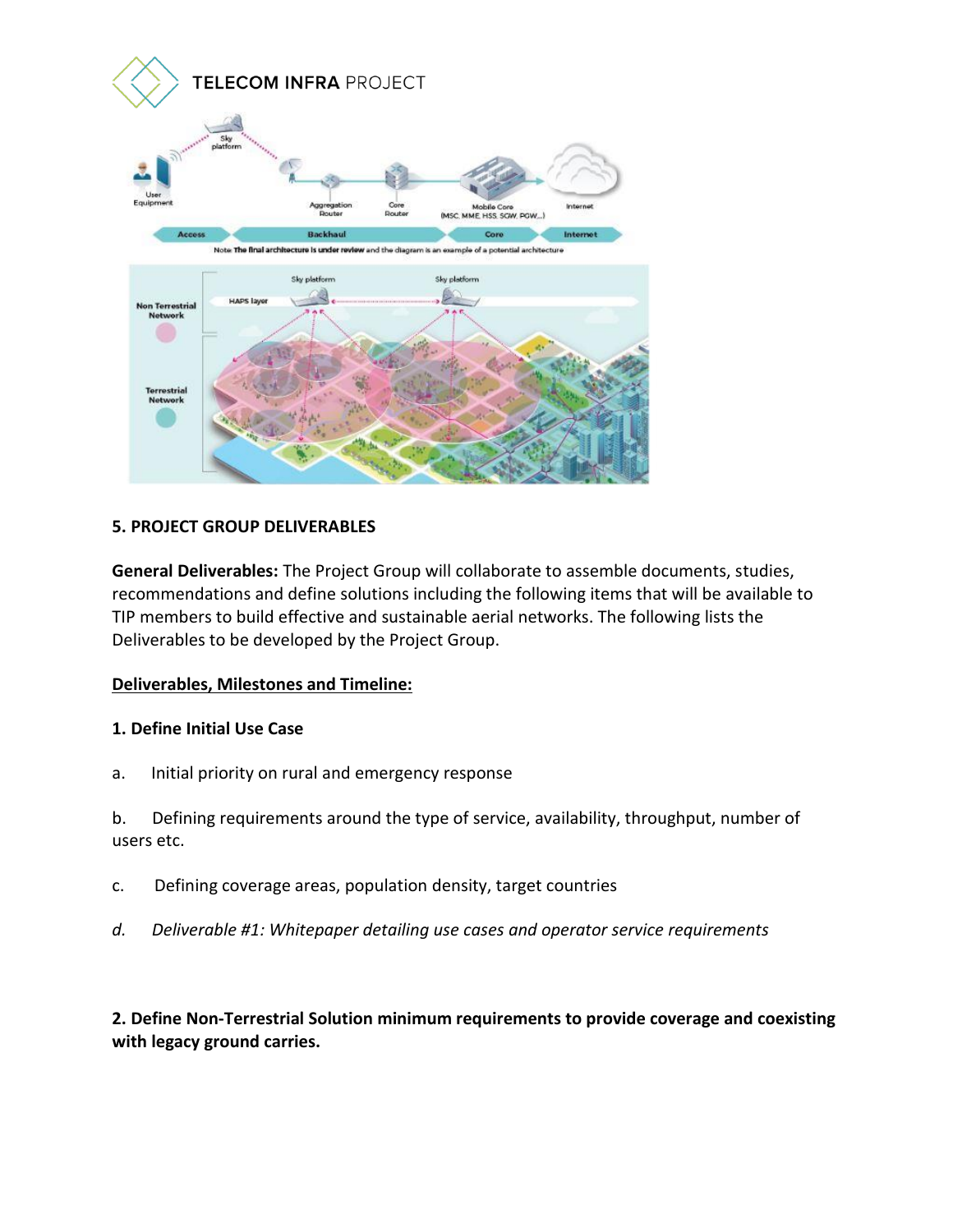## 5. PROJECT GROUP DELIVERABLES

**General Deliverables:** The Project Group will collaborate to assemble documents, studies, recommendations and define solutions including the following items that will be available to TIP members to build effective and sustainable aerial networks. The following lists the Deliverables to be developed by the Project Group.

**Deliverables, Milestones and Timeline:**

**1. Define Initial Use Case**

a. Initial priority on rural and emergency response

b. Defining requirements around the type of service, availability, throughput, number of users etc.

c. Defining coverage areas, population density, target countries

*d. Deliverable #1: Whitepaper detailing use cases and operator service requirements*

**2. Define Non-Terrestrial Solution minimum requirements to provide coverage and coexisting with legacy ground carries.**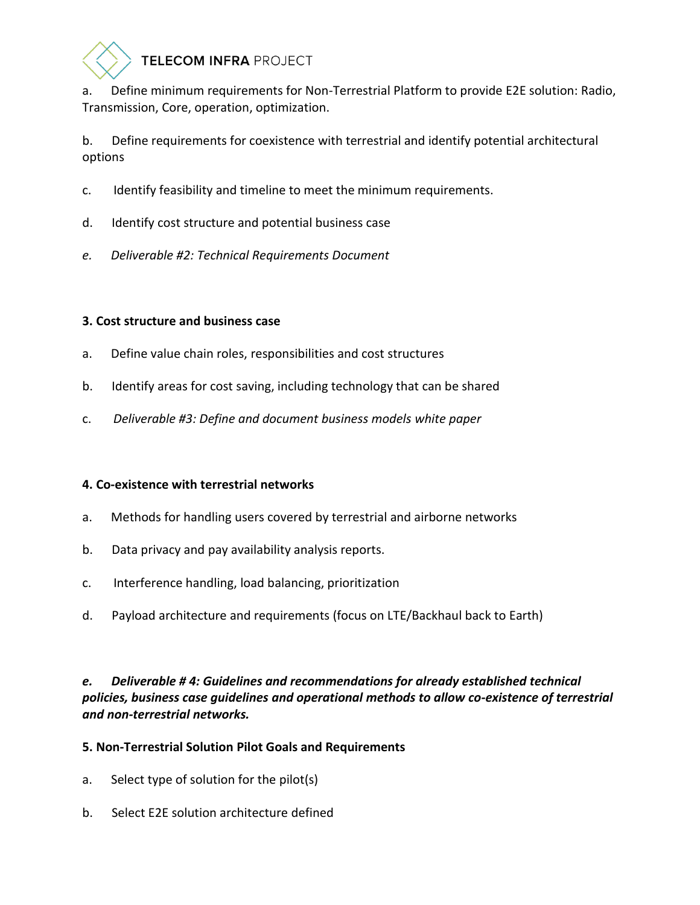a. Define minimum requirements for Non-Terrestrial Platform to provide E2E solution: Radio, Transmission, Core, operation, optimization.

b. Define requirements for coexistence with terrestrial and identify potential architectural options

c. Identify feasibility and timeline to meet the minimum requirements.

d. Identify cost structure and potential business case

*e. Deliverable #2: Technical Requirements Document*

**3. Cost structure and business case**

a. Define value chain roles, responsibilities and cost structures

b. Identify areas for cost saving, including technology that can be shared

c. *Deliverable #3: Define and document business models white paper*

**4. Co-existence with terrestrial networks**

a. Methods for handling users covered by terrestrial and airborne networks

b. Data privacy and pay availability analysis reports.

c. Interference handling, load balancing, prioritization

d. Payload architecture and requirements (focus on LTE/Backhaul back to Earth)

***e. Deliverable # 4: Guidelines and recommendations for already established technical policies, business case guidelines and operational methods to allow co-existence of terrestrial and non-terrestrial networks.***

**5. Non-Terrestrial Solution Pilot Goals and Requirements**

a. Select type of solution for the pilot(s)

b. Select E2E solution architecture defined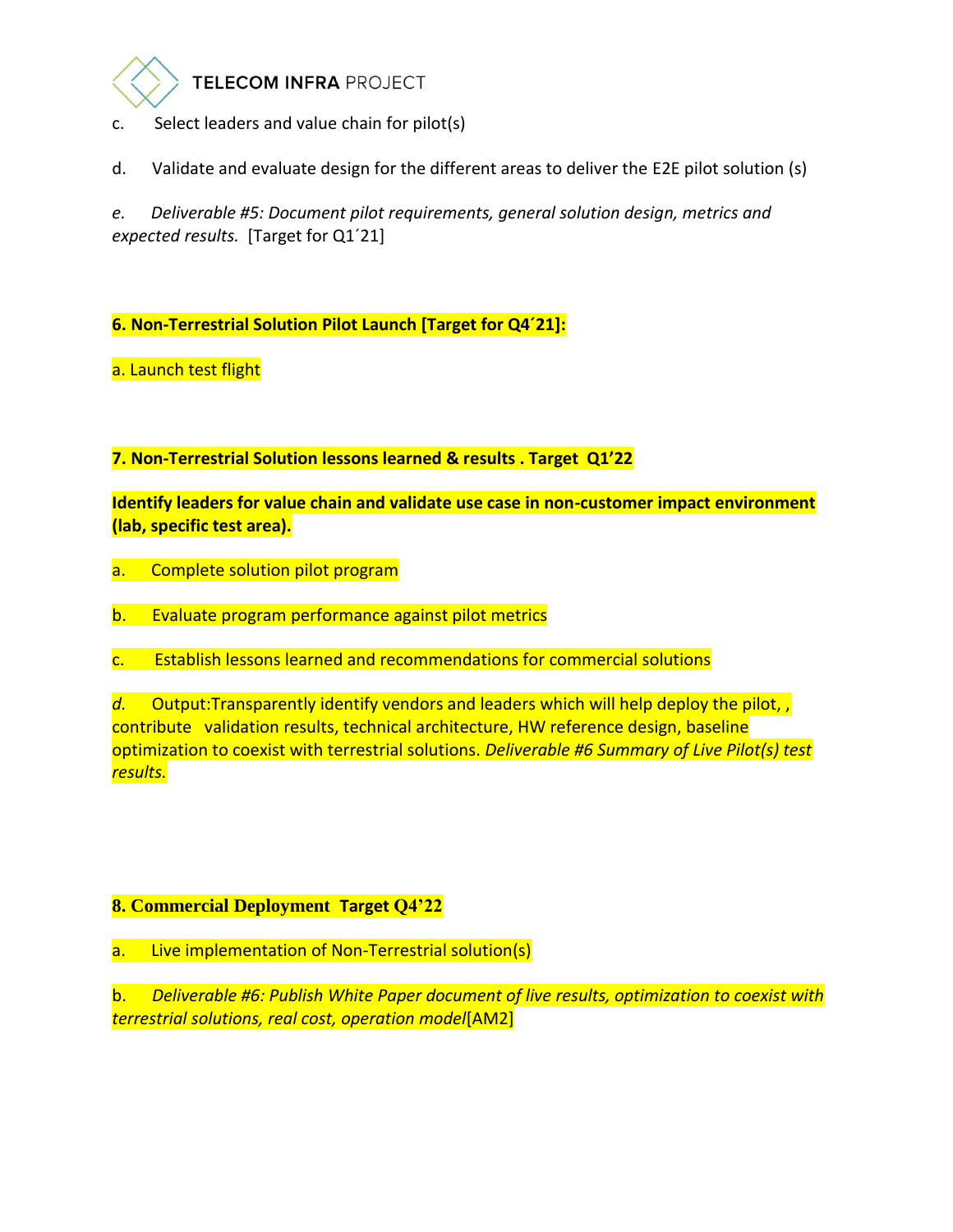c. Select leaders and value chain for pilot(s)

d. Validate and evaluate design for the different areas to deliver the E2E pilot solution (s)

*e. Deliverable #5: Document pilot requirements, general solution design, metrics and expected results.* [Target for Q1´21]

**6. Non-Terrestrial Solution Pilot Launch [Target for Q4´21]:**

a. Launch test flight

**7. Non-Terrestrial Solution lessons learned & results . Target Q1'22**

**Identify leaders for value chain and validate use case in non-customer impact environment (lab, specific test area).**

a. Complete solution pilot program

b. Evaluate program performance against pilot metrics

c. Establish lessons learned and recommendations for commercial solutions

*d.* Output:Transparently identify vendors and leaders which will help deploy the pilot, , contribute validation results, technical architecture, HW reference design, baseline optimization to coexist with terrestrial solutions. *Deliverable #6 Summary of Live Pilot(s) test results.*

**8. Commercial Deployment Target Q4'22**

a. Live implementation of Non-Terrestrial solution(s)

b. *Deliverable #6: Publish White Paper document of live results, optimization to coexist with terrestrial solutions, real cost, operation model*[AM2]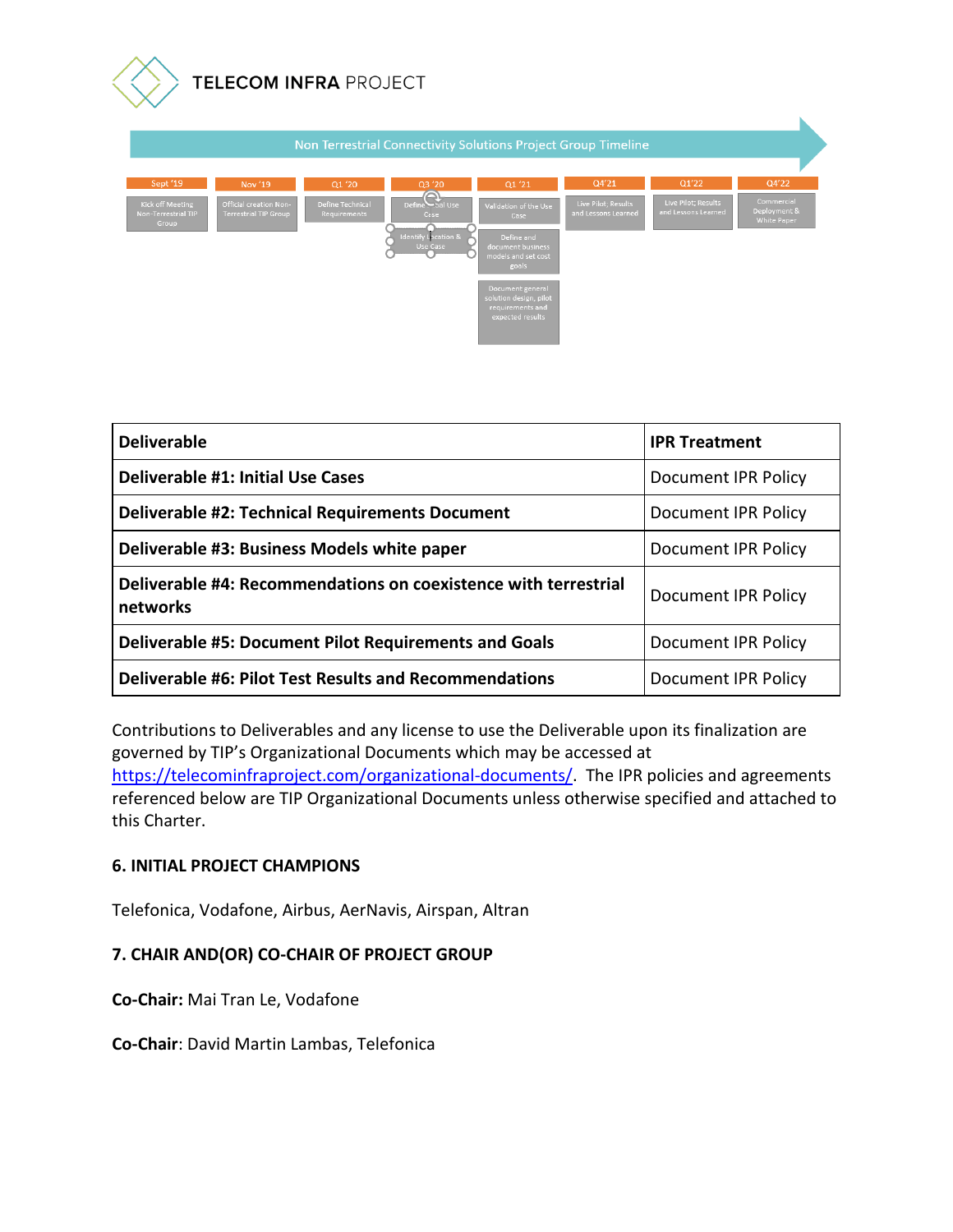Non Terrestrial Connectivity Solutions Project Group Timeline

| Sept '19 | Nov '19 | Q1 '20 | Q3 '20 | Q1 '21 | Q4'21 | Q1'22 | Q4'22 |
|---|---|---|---|---|---|---|---|
| Kick off Meeting Non-Terrestrial TIP Group | Official creation Non-Terrestrial TIP Group | Define Technical Requirements | Define Initial Use Case | Validation of the Use Case | Live Pilot; Results and Lessons Learned | Live Pilot; Results and Lessons Learned | Commercial Deployment & White Paper |
| | | | Identify Location & Use Case | Define and document business models and set cost goals | | | |
| | | | | Document general solution design, pilot requirements and expected results | | | |

| Deliverable | IPR Treatment |
|---|---|
| **Deliverable #1: Initial Use Cases** | Document IPR Policy |
| **Deliverable #2: Technical Requirements Document** | Document IPR Policy |
| **Deliverable #3: Business Models white paper** | Document IPR Policy |
| **Deliverable #4: Recommendations on coexistence with terrestrial networks** | Document IPR Policy |
| **Deliverable #5: Document Pilot Requirements and Goals** | Document IPR Policy |
| **Deliverable #6: Pilot Test Results and Recommendations** | Document IPR Policy |

Contributions to Deliverables and any license to use the Deliverable upon its finalization are governed by TIP's Organizational Documents which may be accessed at https://telecominfraproject.com/organizational-documents/. The IPR policies and agreements referenced below are TIP Organizational Documents unless otherwise specified and attached to this Charter.

## 6. INITIAL PROJECT CHAMPIONS

Telefonica, Vodafone, Airbus, AerNavis, Airspan, Altran

## 7. CHAIR AND(OR) CO-CHAIR OF PROJECT GROUP

**Co-Chair:** Mai Tran Le, Vodafone

**Co-Chair**: David Martin Lambas, Telefonica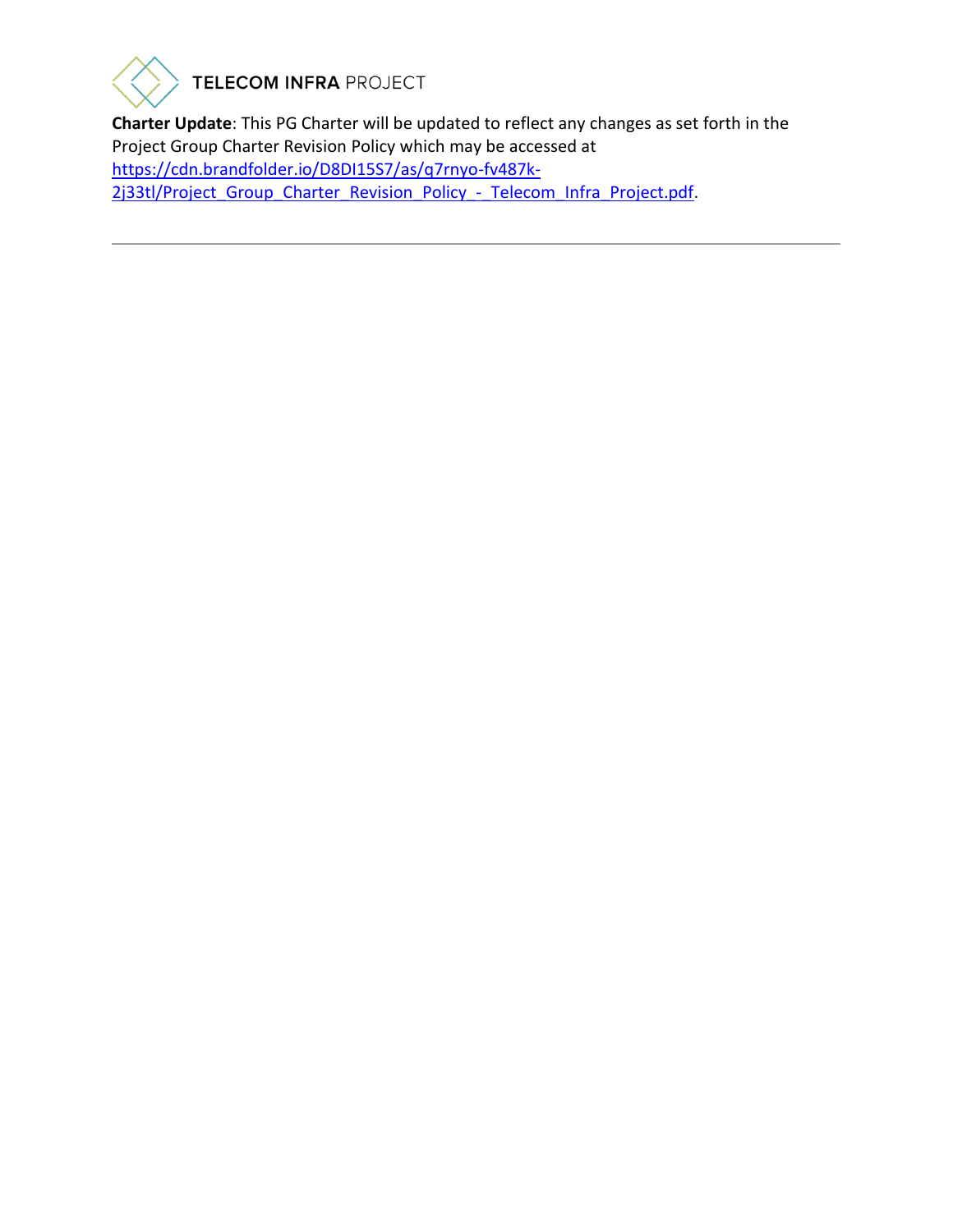**Charter Update**: This PG Charter will be updated to reflect any changes as set forth in the Project Group Charter Revision Policy which may be accessed at https://cdn.brandfolder.io/D8DI15S7/as/q7rnyo-fv487k-2j33tl/Project_Group_Charter_Revision_Policy_-_Telecom_Infra_Project.pdf.

---